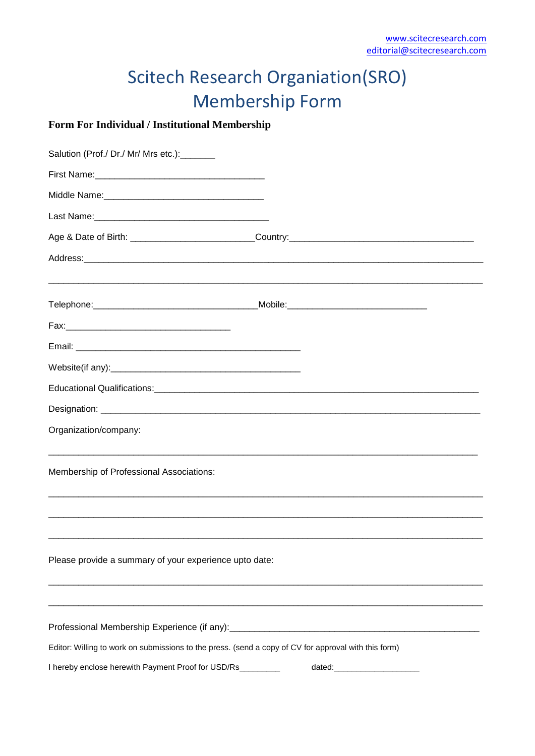www.scitecresearch.com
editorial@scitecresearch.com

# Scitech Research Organiation(SRO) Membership Form

**Form For Individual / Institutional Membership**

Salution (Prof./ Dr./ Mr/ Mrs etc.):_______

First Name:_________________________________

Middle Name:_______________________________

Last Name:__________________________________

Age & Date of Birth: ________________________Country:__________________________________

Address:_____________________________________________________________________________

_____________________________________________________________________________________

Telephone:________________________________Mobile:___________________________

Fax:________________________________

Email: ______________________________________________

Website(if any):_____________________________________

Educational Qualifications:_________________________________________________________

Designation: _________________________________________________________________________

Organization/company:

_____________________________________________________________________________________

Membership of Professional Associations:

_____________________________________________________________________________________

_____________________________________________________________________________________

_____________________________________________________________________________________

Please provide a summary of your experience upto date:

_____________________________________________________________________________________

_____________________________________________________________________________________

Professional Membership Experience (if any):___________________________________________________

Editor: Willing to work on submissions to the press. (send a copy of CV for approval with this form)

I hereby enclose herewith Payment Proof for USD/Rs________ dated:__________________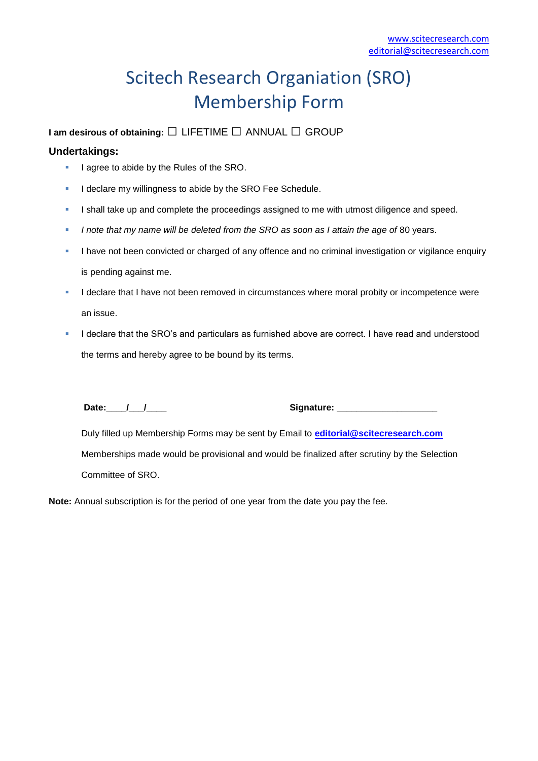www.scitecresearch.com
editorial@scitecresearch.com

# Scitech Research Organiation (SRO)
# Membership Form

**I am desirous of obtaining:** ☐ LIFETIME ☐ ANNUAL ☐ GROUP

**Undertakings:**

- I agree to abide by the Rules of the SRO.
- I declare my willingness to abide by the SRO Fee Schedule.
- I shall take up and complete the proceedings assigned to me with utmost diligence and speed.
- *I note that my name will be deleted from the SRO as soon as I attain the age of* 80 years.
- I have not been convicted or charged of any offence and no criminal investigation or vigilance enquiry is pending against me.
- I declare that I have not been removed in circumstances where moral probity or incompetence were an issue.
- I declare that the SRO's and particulars as furnished above are correct. I have read and understood the terms and hereby agree to be bound by its terms.

**Date:**____/___/____ **Signature:** ____________________

Duly filled up Membership Forms may be sent by Email to **editorial@scitecresearch.com**

Memberships made would be provisional and would be finalized after scrutiny by the Selection Committee of SRO.

**Note:** Annual subscription is for the period of one year from the date you pay the fee.